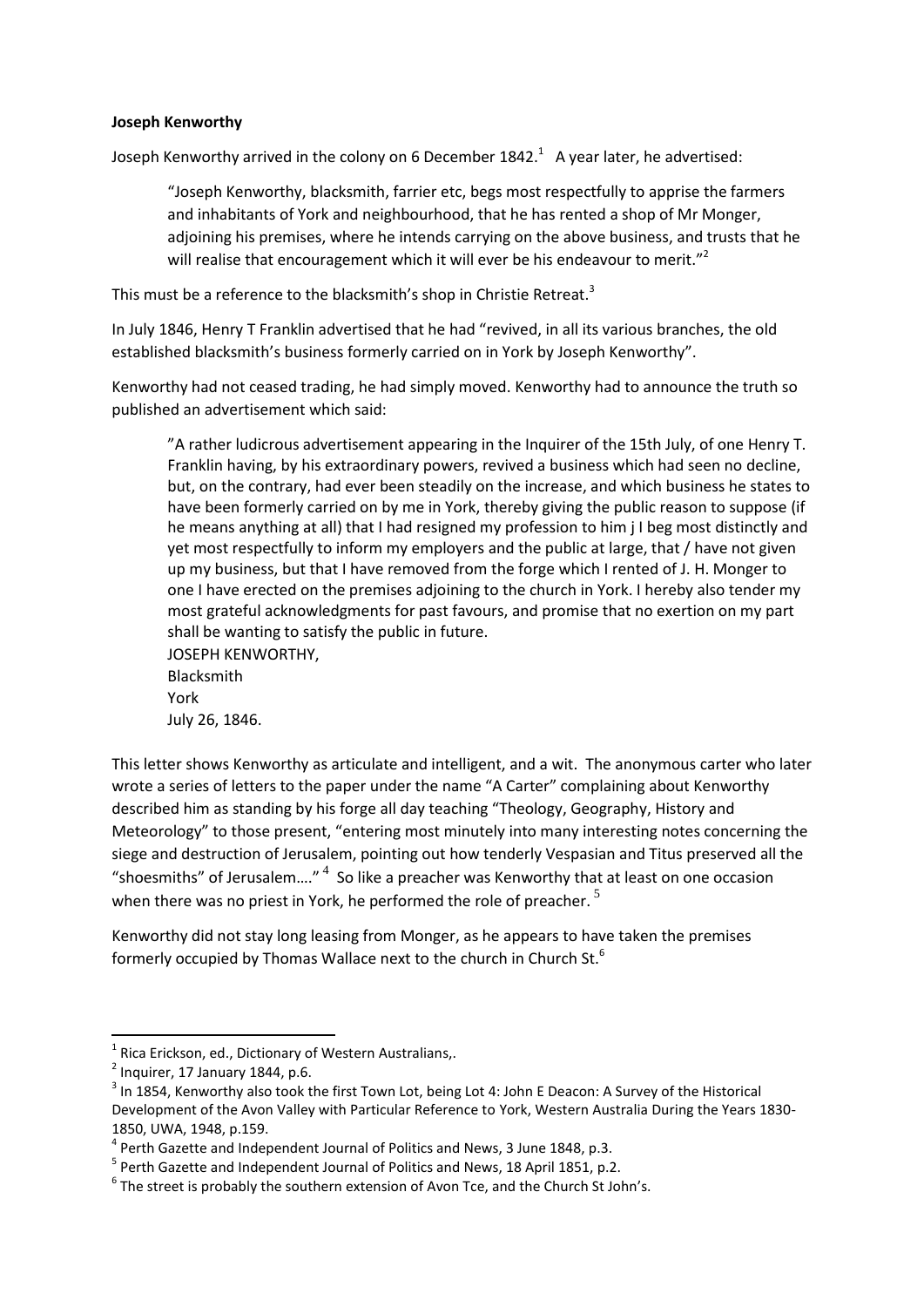**Joseph Kenworthy**

Joseph Kenworthy arrived in the colony on 6 December 1842.[1] A year later, he advertised:

> "Joseph Kenworthy, blacksmith, farrier etc, begs most respectfully to apprise the farmers and inhabitants of York and neighbourhood, that he has rented a shop of Mr Monger, adjoining his premises, where he intends carrying on the above business, and trusts that he will realise that encouragement which it will ever be his endeavour to merit."[2]

This must be a reference to the blacksmith's shop in Christie Retreat.[3]

In July 1846, Henry T Franklin advertised that he had "revived, in all its various branches, the old established blacksmith's business formerly carried on in York by Joseph Kenworthy".

Kenworthy had not ceased trading, he had simply moved. Kenworthy had to announce the truth so published an advertisement which said:

> "A rather ludicrous advertisement appearing in the Inquirer of the 15th July, of one Henry T. Franklin having, by his extraordinary powers, revived a business which had seen no decline, but, on the contrary, had ever been steadily on the increase, and which business he states to have been formerly carried on by me in York, thereby giving the public reason to suppose (if he means anything at all) that I had resigned my profession to him j I beg most distinctly and yet most respectfully to inform my employers and the public at large, that / have not given up my business, but that I have removed from the forge which I rented of J. H. Monger to one I have erected on the premises adjoining to the church in York. I hereby also tender my most grateful acknowledgments for past favours, and promise that no exertion on my part shall be wanting to satisfy the public in future.
> JOSEPH KENWORTHY,
> Blacksmith
> York
> July 26, 1846.

This letter shows Kenworthy as articulate and intelligent, and a wit. The anonymous carter who later wrote a series of letters to the paper under the name "A Carter" complaining about Kenworthy described him as standing by his forge all day teaching "Theology, Geography, History and Meteorology" to those present, "entering most minutely into many interesting notes concerning the siege and destruction of Jerusalem, pointing out how tenderly Vespasian and Titus preserved all the "shoesmiths" of Jerusalem…."[4] So like a preacher was Kenworthy that at least on one occasion when there was no priest in York, he performed the role of preacher.[5]

Kenworthy did not stay long leasing from Monger, as he appears to have taken the premises formerly occupied by Thomas Wallace next to the church in Church St.[6]

---

[1] Rica Erickson, ed., Dictionary of Western Australians,.

[2] Inquirer, 17 January 1844, p.6.

[3] In 1854, Kenworthy also took the first Town Lot, being Lot 4: John E Deacon: A Survey of the Historical Development of the Avon Valley with Particular Reference to York, Western Australia During the Years 1830-1850, UWA, 1948, p.159.

[4] Perth Gazette and Independent Journal of Politics and News, 3 June 1848, p.3.

[5] Perth Gazette and Independent Journal of Politics and News, 18 April 1851, p.2.

[6] The street is probably the southern extension of Avon Tce, and the Church St John's.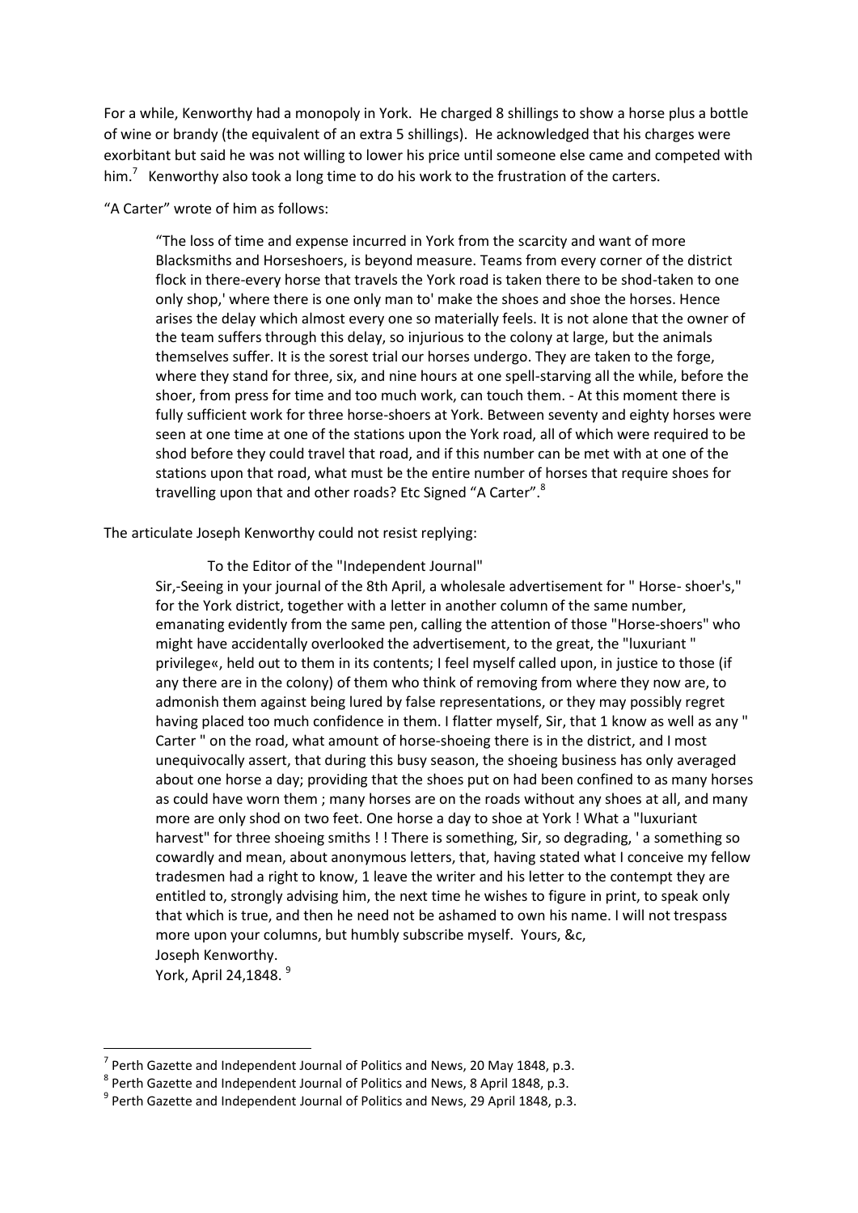For a while, Kenworthy had a monopoly in York. He charged 8 shillings to show a horse plus a bottle of wine or brandy (the equivalent of an extra 5 shillings). He acknowledged that his charges were exorbitant but said he was not willing to lower his price until someone else came and competed with him.[7] Kenworthy also took a long time to do his work to the frustration of the carters.

"A Carter" wrote of him as follows:

> "The loss of time and expense incurred in York from the scarcity and want of more Blacksmiths and Horseshoers, is beyond measure. Teams from every corner of the district flock in there-every horse that travels the York road is taken there to be shod-taken to one only shop,' where there is one only man to' make the shoes and shoe the horses. Hence arises the delay which almost every one so materially feels. It is not alone that the owner of the team suffers through this delay, so injurious to the colony at large, but the animals themselves suffer. It is the sorest trial our horses undergo. They are taken to the forge, where they stand for three, six, and nine hours at one spell-starving all the while, before the shoer, from press for time and too much work, can touch them. - At this moment there is fully sufficient work for three horse-shoers at York. Between seventy and eighty horses were seen at one time at one of the stations upon the York road, all of which were required to be shod before they could travel that road, and if this number can be met with at one of the stations upon that road, what must be the entire number of horses that require shoes for travelling upon that and other roads? Etc Signed "A Carter".[8]

The articulate Joseph Kenworthy could not resist replying:

> To the Editor of the "Independent Journal"
>
> Sir,-Seeing in your journal of the 8th April, a wholesale advertisement for " Horse- shoer's," for the York district, together with a letter in another column of the same number, emanating evidently from the same pen, calling the attention of those "Horse-shoers" who might have accidentally overlooked the advertisement, to the great, the "luxuriant " privilege«, held out to them in its contents; I feel myself called upon, in justice to those (if any there are in the colony) of them who think of removing from where they now are, to admonish them against being lured by false representations, or they may possibly regret having placed too much confidence in them. I flatter myself, Sir, that 1 know as well as any " Carter " on the road, what amount of horse-shoeing there is in the district, and I most unequivocally assert, that during this busy season, the shoeing business has only averaged about one horse a day; providing that the shoes put on had been confined to as many horses as could have worn them ; many horses are on the roads without any shoes at all, and many more are only shod on two feet. One horse a day to shoe at York ! What a "luxuriant harvest" for three shoeing smiths ! ! There is something, Sir, so degrading, ' a something so cowardly and mean, about anonymous letters, that, having stated what I conceive my fellow tradesmen had a right to know, 1 leave the writer and his letter to the contempt they are entitled to, strongly advising him, the next time he wishes to figure in print, to speak only that which is true, and then he need not be ashamed to own his name. I will not trespass more upon your columns, but humbly subscribe myself. Yours, &c,
>
> Joseph Kenworthy.
>
> York, April 24,1848.[9]

---

[7] Perth Gazette and Independent Journal of Politics and News, 20 May 1848, p.3.

[8] Perth Gazette and Independent Journal of Politics and News, 8 April 1848, p.3.

[9] Perth Gazette and Independent Journal of Politics and News, 29 April 1848, p.3.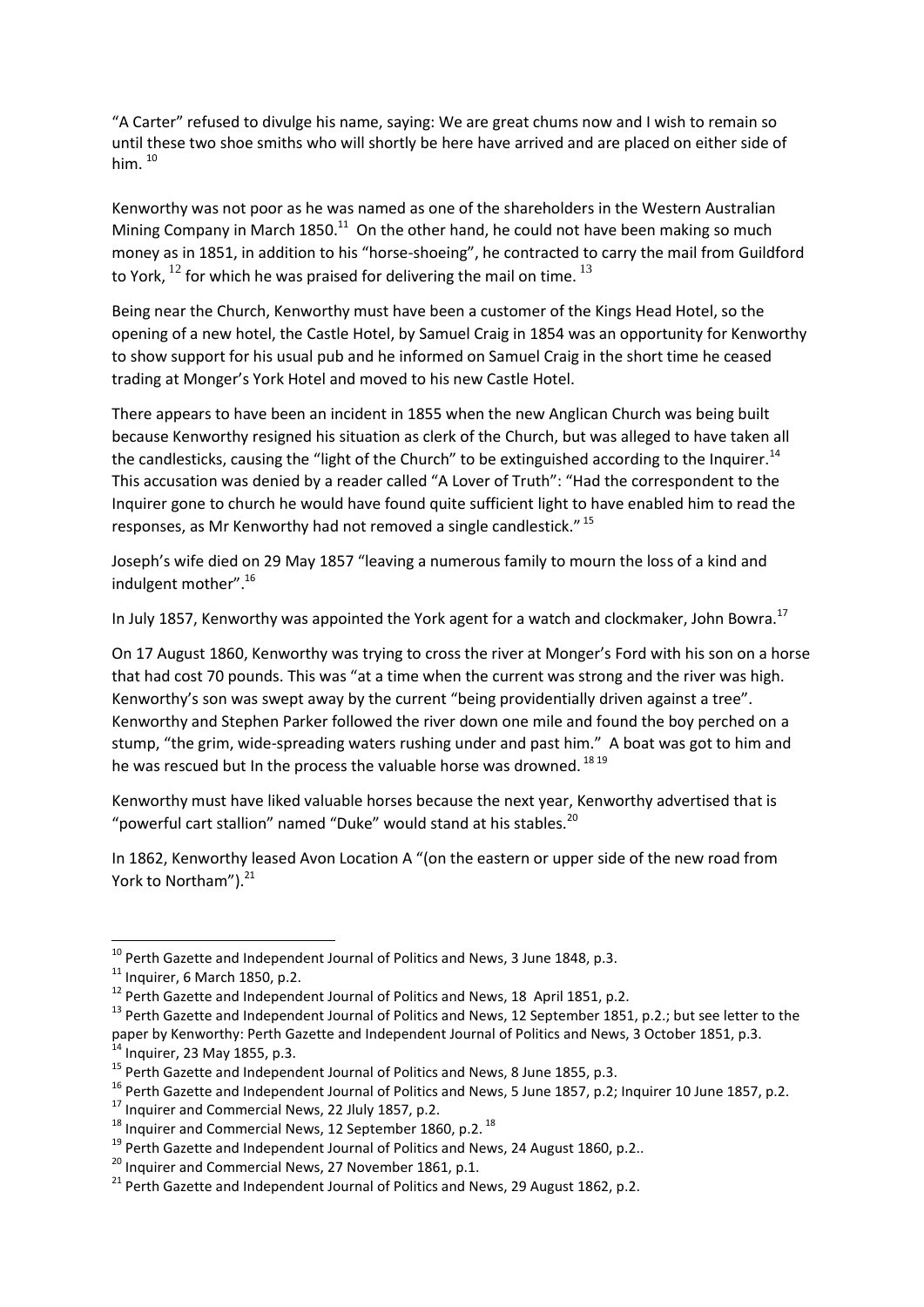“A Carter” refused to divulge his name, saying: We are great chums now and I wish to remain so until these two shoe smiths who will shortly be here have arrived and are placed on either side of him. [10]

Kenworthy was not poor as he was named as one of the shareholders in the Western Australian Mining Company in March 1850.[11] On the other hand, he could not have been making so much money as in 1851, in addition to his “horse-shoeing”, he contracted to carry the mail from Guildford to York, [12] for which he was praised for delivering the mail on time. [13]

Being near the Church, Kenworthy must have been a customer of the Kings Head Hotel, so the opening of a new hotel, the Castle Hotel, by Samuel Craig in 1854 was an opportunity for Kenworthy to show support for his usual pub and he informed on Samuel Craig in the short time he ceased trading at Monger’s York Hotel and moved to his new Castle Hotel.

There appears to have been an incident in 1855 when the new Anglican Church was being built because Kenworthy resigned his situation as clerk of the Church, but was alleged to have taken all the candlesticks, causing the “light of the Church” to be extinguished according to the Inquirer.[14] This accusation was denied by a reader called “A Lover of Truth”: “Had the correspondent to the Inquirer gone to church he would have found quite sufficient light to have enabled him to read the responses, as Mr Kenworthy had not removed a single candlestick.” [15]

Joseph’s wife died on 29 May 1857 “leaving a numerous family to mourn the loss of a kind and indulgent mother”.[16]

In July 1857, Kenworthy was appointed the York agent for a watch and clockmaker, John Bowra.[17]

On 17 August 1860, Kenworthy was trying to cross the river at Monger’s Ford with his son on a horse that had cost 70 pounds. This was “at a time when the current was strong and the river was high. Kenworthy’s son was swept away by the current “being providentially driven against a tree”. Kenworthy and Stephen Parker followed the river down one mile and found the boy perched on a stump, “the grim, wide-spreading waters rushing under and past him.” A boat was got to him and he was rescued but In the process the valuable horse was drowned. [18] [19]

Kenworthy must have liked valuable horses because the next year, Kenworthy advertised that is “powerful cart stallion” named “Duke” would stand at his stables.[20]

In 1862, Kenworthy leased Avon Location A “(on the eastern or upper side of the new road from York to Northam”).[21]

---

[10] Perth Gazette and Independent Journal of Politics and News, 3 June 1848, p.3.

[11] Inquirer, 6 March 1850, p.2.

[12] Perth Gazette and Independent Journal of Politics and News, 18 April 1851, p.2.

[13] Perth Gazette and Independent Journal of Politics and News, 12 September 1851, p.2.; but see letter to the paper by Kenworthy: Perth Gazette and Independent Journal of Politics and News, 3 October 1851, p.3.

[14] Inquirer, 23 May 1855, p.3.

[15] Perth Gazette and Independent Journal of Politics and News, 8 June 1855, p.3.

[16] Perth Gazette and Independent Journal of Politics and News, 5 June 1857, p.2; Inquirer 10 June 1857, p.2.

[17] Inquirer and Commercial News, 22 Jluly 1857, p.2.

[18] Inquirer and Commercial News, 12 September 1860, p.2. [18]

[19] Perth Gazette and Independent Journal of Politics and News, 24 August 1860, p.2..

[20] Inquirer and Commercial News, 27 November 1861, p.1.

[21] Perth Gazette and Independent Journal of Politics and News, 29 August 1862, p.2.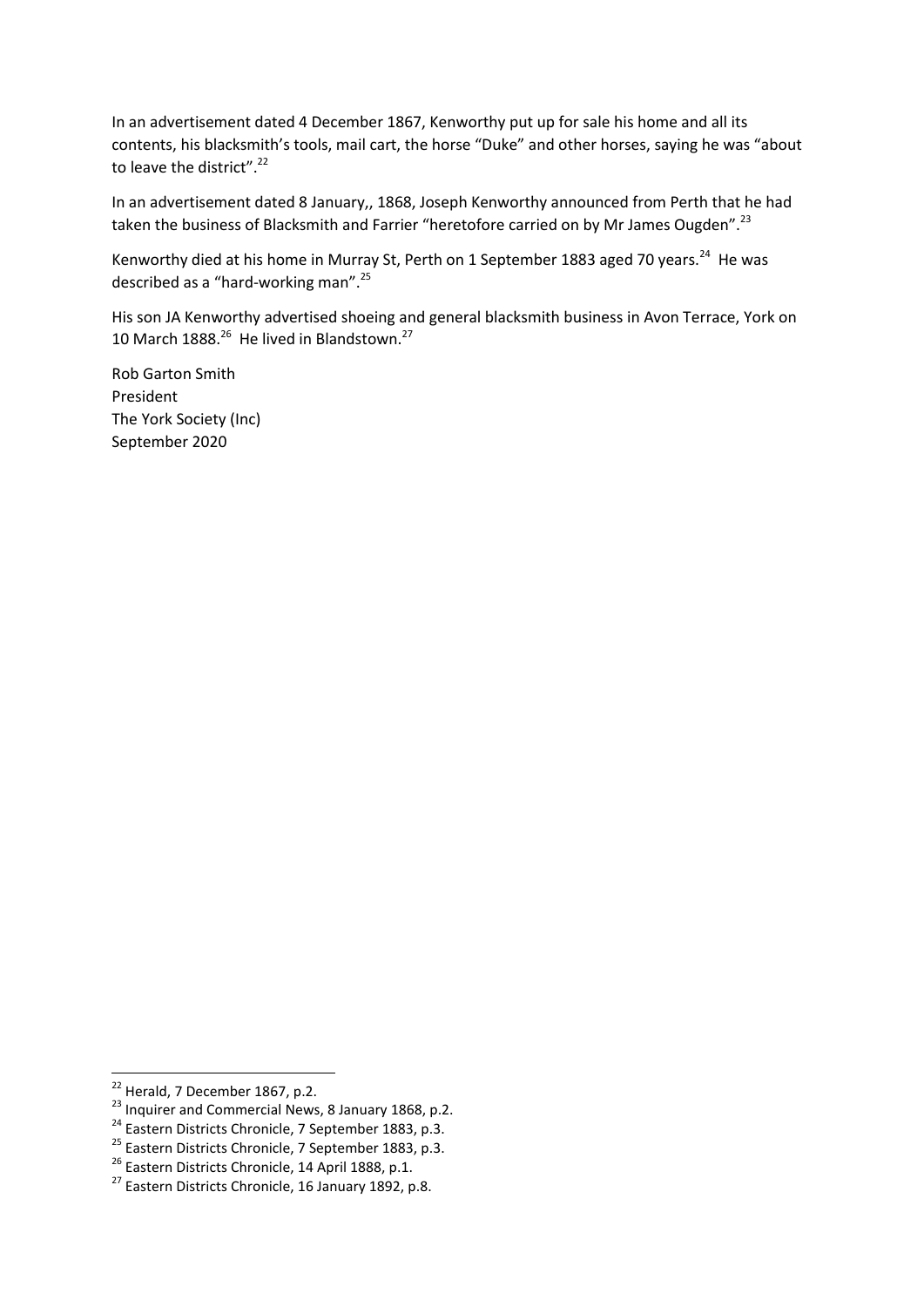In an advertisement dated 4 December 1867, Kenworthy put up for sale his home and all its contents, his blacksmith's tools, mail cart, the horse "Duke" and other horses, saying he was "about to leave the district".[22]

In an advertisement dated 8 January,, 1868, Joseph Kenworthy announced from Perth that he had taken the business of Blacksmith and Farrier "heretofore carried on by Mr James Ougden".[23]

Kenworthy died at his home in Murray St, Perth on 1 September 1883 aged 70 years.[24] He was described as a "hard-working man".[25]

His son JA Kenworthy advertised shoeing and general blacksmith business in Avon Terrace, York on 10 March 1888.[26] He lived in Blandstown.[27]

Rob Garton Smith
President
The York Society (Inc)
September 2020

---

[22] Herald, 7 December 1867, p.2.

[23] Inquirer and Commercial News, 8 January 1868, p.2.

[24] Eastern Districts Chronicle, 7 September 1883, p.3.

[25] Eastern Districts Chronicle, 7 September 1883, p.3.

[26] Eastern Districts Chronicle, 14 April 1888, p.1.

[27] Eastern Districts Chronicle, 16 January 1892, p.8.